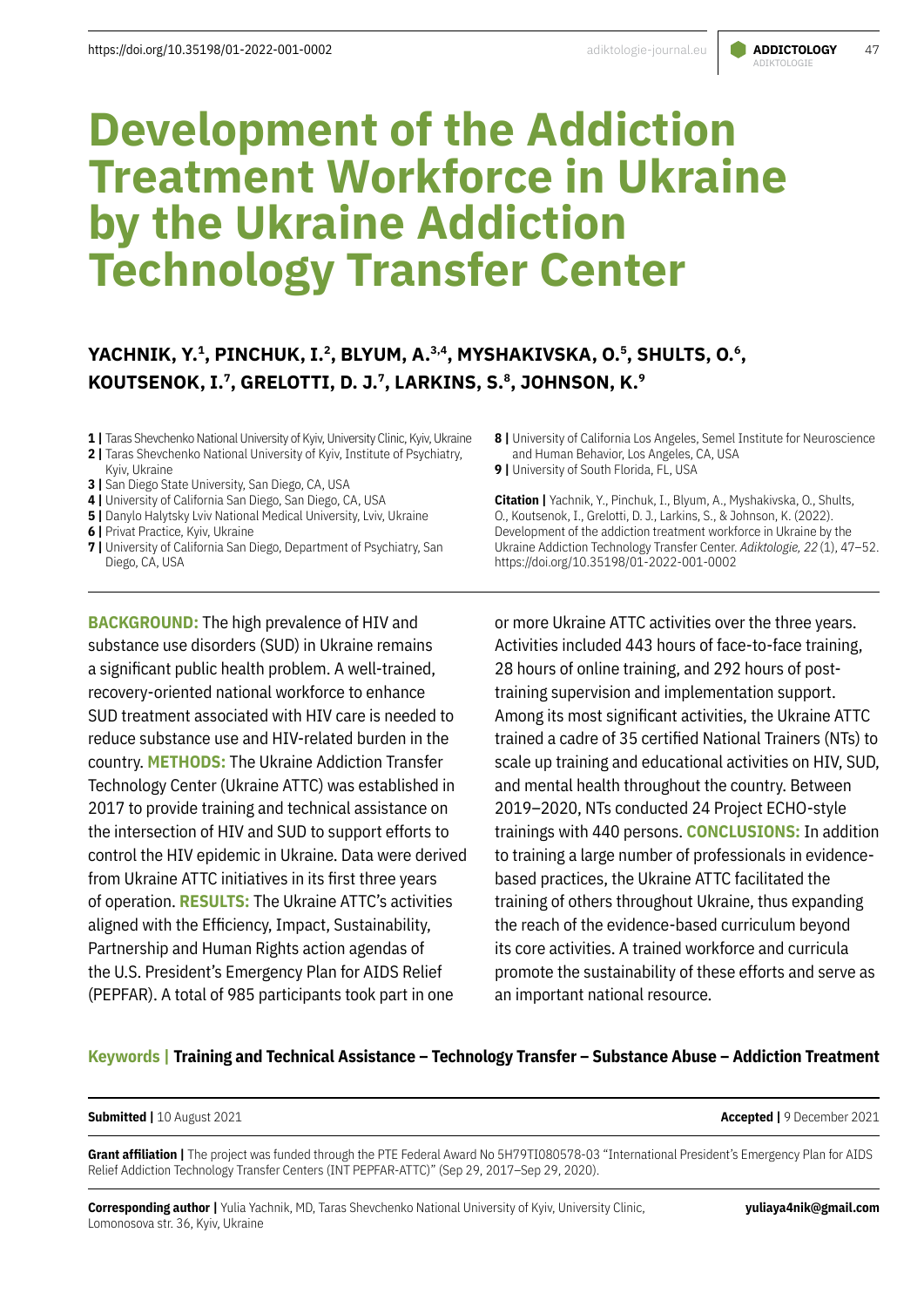# Development of the Addiction Treatment Workforce in Ukraine by the Ukraine Addiction Technology Transfer Center

**YACHNIK, Y.[1], PINCHUK, I.[2], BLYUM, A.[3,4], MYSHAKIVSKA, O.[5], SHULTS, O.[6], KOUTSENOK, I.[7], GRELOTTI, D. J.[7], LARKINS, S.[8], JOHNSON, K.[9]**

**1 |** Taras Shevchenko National University of Kyiv, University Clinic, Kyiv, Ukraine
**2 |** Taras Shevchenko National University of Kyiv, Institute of Psychiatry, Kyiv, Ukraine
**3 |** San Diego State University, San Diego, CA, USA
**4 |** University of California San Diego, San Diego, CA, USA
**5 |** Danylo Halytsky Lviv National Medical University, Lviv, Ukraine
**6 |** Privat Practice, Kyiv, Ukraine
**7 |** University of California San Diego, Department of Psychiatry, San Diego, CA, USA
**8 |** University of California Los Angeles, Semel Institute for Neuroscience and Human Behavior, Los Angeles, CA, USA
**9 |** University of South Florida, FL, USA

**Citation |** Yachnik, Y., Pinchuk, I., Blyum, A., Myshakivska, O., Shults, O., Koutsenok, I., Grelotti, D. J., Larkins, S., & Johnson, K. (2022). Development of the addiction treatment workforce in Ukraine by the Ukraine Addiction Technology Transfer Center. *Adiktologie, 22* (1), 47–52. https://doi.org/10.35198/01-2022-001-0002

**BACKGROUND:** The high prevalence of HIV and substance use disorders (SUD) in Ukraine remains a significant public health problem. A well-trained, recovery-oriented national workforce to enhance SUD treatment associated with HIV care is needed to reduce substance use and HIV-related burden in the country. **METHODS:** The Ukraine Addiction Transfer Technology Center (Ukraine ATTC) was established in 2017 to provide training and technical assistance on the intersection of HIV and SUD to support efforts to control the HIV epidemic in Ukraine. Data were derived from Ukraine ATTC initiatives in its first three years of operation. **RESULTS:** The Ukraine ATTC's activities aligned with the Efficiency, Impact, Sustainability, Partnership and Human Rights action agendas of the U.S. President's Emergency Plan for AIDS Relief (PEPFAR). A total of 985 participants took part in one or more Ukraine ATTC activities over the three years. Activities included 443 hours of face-to-face training, 28 hours of online training, and 292 hours of post-training supervision and implementation support. Among its most significant activities, the Ukraine ATTC trained a cadre of 35 certified National Trainers (NTs) to scale up training and educational activities on HIV, SUD, and mental health throughout the country. Between 2019–2020, NTs conducted 24 Project ECHO-style trainings with 440 persons. **CONCLUSIONS:** In addition to training a large number of professionals in evidence-based practices, the Ukraine ATTC facilitated the training of others throughout Ukraine, thus expanding the reach of the evidence-based curriculum beyond its core activities. A trained workforce and curricula promote the sustainability of these efforts and serve as an important national resource.

**Keywords |** **Training and Technical Assistance – Technology Transfer – Substance Abuse – Addiction Treatment**

**Submitted |** 10 August 2021

**Accepted |** 9 December 2021

**Grant affiliation |** The project was funded through the PTE Federal Award No 5H79TI080578-03 "International President's Emergency Plan for AIDS Relief Addiction Technology Transfer Centers (INT PEPFAR-ATTC)" (Sep 29, 2017–Sep 29, 2020).

**Corresponding author |** Yulia Yachnik, MD, Taras Shevchenko National University of Kyiv, University Clinic, Lomonosova str. 36, Kyiv, Ukraine

**yuliaya4nik@gmail.com**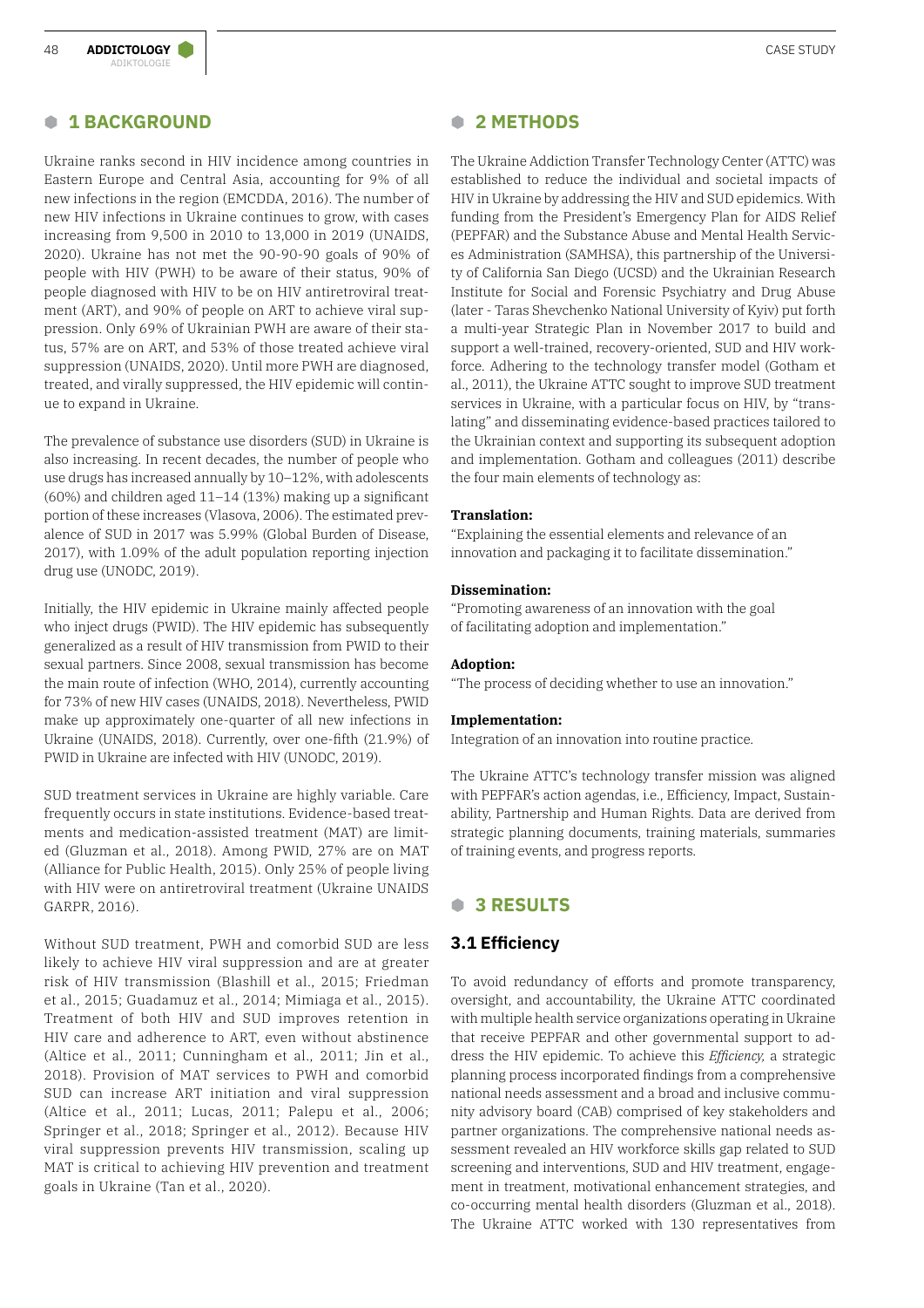## 1 BACKGROUND

Ukraine ranks second in HIV incidence among countries in Eastern Europe and Central Asia, accounting for 9% of all new infections in the region (EMCDDA, 2016). The number of new HIV infections in Ukraine continues to grow, with cases increasing from 9,500 in 2010 to 13,000 in 2019 (UNAIDS, 2020). Ukraine has not met the 90-90-90 goals of 90% of people with HIV (PWH) to be aware of their status, 90% of people diagnosed with HIV to be on HIV antiretroviral treatment (ART), and 90% of people on ART to achieve viral suppression. Only 69% of Ukrainian PWH are aware of their status, 57% are on ART, and 53% of those treated achieve viral suppression (UNAIDS, 2020). Until more PWH are diagnosed, treated, and virally suppressed, the HIV epidemic will continue to expand in Ukraine.

The prevalence of substance use disorders (SUD) in Ukraine is also increasing. In recent decades, the number of people who use drugs has increased annually by 10–12%, with adolescents (60%) and children aged 11–14 (13%) making up a significant portion of these increases (Vlasova, 2006). The estimated prevalence of SUD in 2017 was 5.99% (Global Burden of Disease, 2017), with 1.09% of the adult population reporting injection drug use (UNODC, 2019).

Initially, the HIV epidemic in Ukraine mainly affected people who inject drugs (PWID). The HIV epidemic has subsequently generalized as a result of HIV transmission from PWID to their sexual partners. Since 2008, sexual transmission has become the main route of infection (WHO, 2014), currently accounting for 73% of new HIV cases (UNAIDS, 2018). Nevertheless, PWID make up approximately one-quarter of all new infections in Ukraine (UNAIDS, 2018). Currently, over one-fifth (21.9%) of PWID in Ukraine are infected with HIV (UNODC, 2019).

SUD treatment services in Ukraine are highly variable. Care frequently occurs in state institutions. Evidence-based treatments and medication-assisted treatment (MAT) are limited (Gluzman et al., 2018). Among PWID, 27% are on MAT (Alliance for Public Health, 2015). Only 25% of people living with HIV were on antiretroviral treatment (Ukraine UNAIDS GARPR, 2016).

Without SUD treatment, PWH and comorbid SUD are less likely to achieve HIV viral suppression and are at greater risk of HIV transmission (Blashill et al., 2015; Friedman et al., 2015; Guadamuz et al., 2014; Mimiaga et al., 2015). Treatment of both HIV and SUD improves retention in HIV care and adherence to ART, even without abstinence (Altice et al., 2011; Cunningham et al., 2011; Jin et al., 2018). Provision of MAT services to PWH and comorbid SUD can increase ART initiation and viral suppression (Altice et al., 2011; Lucas, 2011; Palepu et al., 2006; Springer et al., 2018; Springer et al., 2012). Because HIV viral suppression prevents HIV transmission, scaling up MAT is critical to achieving HIV prevention and treatment goals in Ukraine (Tan et al., 2020).

## 2 METHODS

The Ukraine Addiction Transfer Technology Center (ATTC) was established to reduce the individual and societal impacts of HIV in Ukraine by addressing the HIV and SUD epidemics. With funding from the President's Emergency Plan for AIDS Relief (PEPFAR) and the Substance Abuse and Mental Health Services Administration (SAMHSA), this partnership of the University of California San Diego (UCSD) and the Ukrainian Research Institute for Social and Forensic Psychiatry and Drug Abuse (later - Taras Shevchenko National University of Kyiv) put forth a multi-year Strategic Plan in November 2017 to build and support a well-trained, recovery-oriented, SUD and HIV workforce. Adhering to the technology transfer model (Gotham et al., 2011), the Ukraine ATTC sought to improve SUD treatment services in Ukraine, with a particular focus on HIV, by "translating" and disseminating evidence-based practices tailored to the Ukrainian context and supporting its subsequent adoption and implementation. Gotham and colleagues (2011) describe the four main elements of technology as:

**Translation:**
"Explaining the essential elements and relevance of an innovation and packaging it to facilitate dissemination."

**Dissemination:**
"Promoting awareness of an innovation with the goal of facilitating adoption and implementation."

**Adoption:**
"The process of deciding whether to use an innovation."

**Implementation:**
Integration of an innovation into routine practice.

The Ukraine ATTC's technology transfer mission was aligned with PEPFAR's action agendas, i.e., Efficiency, Impact, Sustainability, Partnership and Human Rights. Data are derived from strategic planning documents, training materials, summaries of training events, and progress reports.

## 3 RESULTS

### 3.1 Efficiency

To avoid redundancy of efforts and promote transparency, oversight, and accountability, the Ukraine ATTC coordinated with multiple health service organizations operating in Ukraine that receive PEPFAR and other governmental support to address the HIV epidemic. To achieve this *Efficiency,* a strategic planning process incorporated findings from a comprehensive national needs assessment and a broad and inclusive community advisory board (CAB) comprised of key stakeholders and partner organizations. The comprehensive national needs assessment revealed an HIV workforce skills gap related to SUD screening and interventions, SUD and HIV treatment, engagement in treatment, motivational enhancement strategies, and co-occurring mental health disorders (Gluzman et al., 2018). The Ukraine ATTC worked with 130 representatives from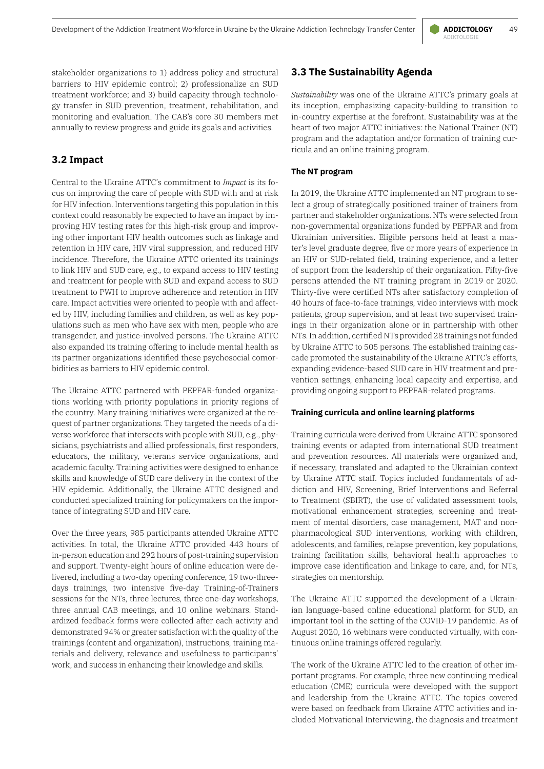stakeholder organizations to 1) address policy and structural barriers to HIV epidemic control; 2) professionalize an SUD treatment workforce; and 3) build capacity through technology transfer in SUD prevention, treatment, rehabilitation, and monitoring and evaluation. The CAB's core 30 members met annually to review progress and guide its goals and activities.

## 3.2 Impact

Central to the Ukraine ATTC's commitment to *Impact* is its focus on improving the care of people with SUD with and at risk for HIV infection. Interventions targeting this population in this context could reasonably be expected to have an impact by improving HIV testing rates for this high-risk group and improving other important HIV health outcomes such as linkage and retention in HIV care, HIV viral suppression, and reduced HIV incidence. Therefore, the Ukraine ATTC oriented its trainings to link HIV and SUD care, e.g., to expand access to HIV testing and treatment for people with SUD and expand access to SUD treatment to PWH to improve adherence and retention in HIV care. Impact activities were oriented to people with and affected by HIV, including families and children, as well as key populations such as men who have sex with men, people who are transgender, and justice-involved persons. The Ukraine ATTC also expanded its training offering to include mental health as its partner organizations identified these psychosocial comorbidities as barriers to HIV epidemic control.

The Ukraine ATTC partnered with PEPFAR-funded organizations working with priority populations in priority regions of the country. Many training initiatives were organized at the request of partner organizations. They targeted the needs of a diverse workforce that intersects with people with SUD, e.g., physicians, psychiatrists and allied professionals, first responders, educators, the military, veterans service organizations, and academic faculty. Training activities were designed to enhance skills and knowledge of SUD care delivery in the context of the HIV epidemic. Additionally, the Ukraine ATTC designed and conducted specialized training for policymakers on the importance of integrating SUD and HIV care.

Over the three years, 985 participants attended Ukraine ATTC activities. In total, the Ukraine ATTC provided 443 hours of in-person education and 292 hours of post-training supervision and support. Twenty-eight hours of online education were delivered, including a two-day opening conference, 19 two-three-days trainings, two intensive five-day Training-of-Trainers sessions for the NTs, three lectures, three one-day workshops, three annual CAB meetings, and 10 online webinars. Standardized feedback forms were collected after each activity and demonstrated 94% or greater satisfaction with the quality of the trainings (content and organization), instructions, training materials and delivery, relevance and usefulness to participants' work, and success in enhancing their knowledge and skills.

## 3.3 The Sustainability Agenda

*Sustainability* was one of the Ukraine ATTC's primary goals at its inception, emphasizing capacity-building to transition to in-country expertise at the forefront. Sustainability was at the heart of two major ATTC initiatives: the National Trainer (NT) program and the adaptation and/or formation of training curricula and an online training program.

### The NT program

In 2019, the Ukraine ATTC implemented an NT program to select a group of strategically positioned trainer of trainers from partner and stakeholder organizations. NTs were selected from non-governmental organizations funded by PEPFAR and from Ukrainian universities. Eligible persons held at least a master's level graduate degree, five or more years of experience in an HIV or SUD-related field, training experience, and a letter of support from the leadership of their organization. Fifty-five persons attended the NT training program in 2019 or 2020. Thirty-five were certified NTs after satisfactory completion of 40 hours of face-to-face trainings, video interviews with mock patients, group supervision, and at least two supervised trainings in their organization alone or in partnership with other NTs. In addition, certified NTs provided 28 trainings not funded by Ukraine ATTC to 505 persons. The established training cascade promoted the sustainability of the Ukraine ATTC's efforts, expanding evidence-based SUD care in HIV treatment and prevention settings, enhancing local capacity and expertise, and providing ongoing support to PEPFAR-related programs.

### Training curricula and online learning platforms

Training curricula were derived from Ukraine ATTC sponsored training events or adapted from international SUD treatment and prevention resources. All materials were organized and, if necessary, translated and adapted to the Ukrainian context by Ukraine ATTC staff. Topics included fundamentals of addiction and HIV, Screening, Brief Interventions and Referral to Treatment (SBIRT), the use of validated assessment tools, motivational enhancement strategies, screening and treatment of mental disorders, case management, MAT and non-pharmacological SUD interventions, working with children, adolescents, and families, relapse prevention, key populations, training facilitation skills, behavioral health approaches to improve case identification and linkage to care, and, for NTs, strategies on mentorship.

The Ukraine ATTC supported the development of a Ukrainian language-based online educational platform for SUD, an important tool in the setting of the COVID-19 pandemic. As of August 2020, 16 webinars were conducted virtually, with continuous online trainings offered regularly.

The work of the Ukraine ATTC led to the creation of other important programs. For example, three new continuing medical education (CME) curricula were developed with the support and leadership from the Ukraine ATTC. The topics covered were based on feedback from Ukraine ATTC activities and included Motivational Interviewing, the diagnosis and treatment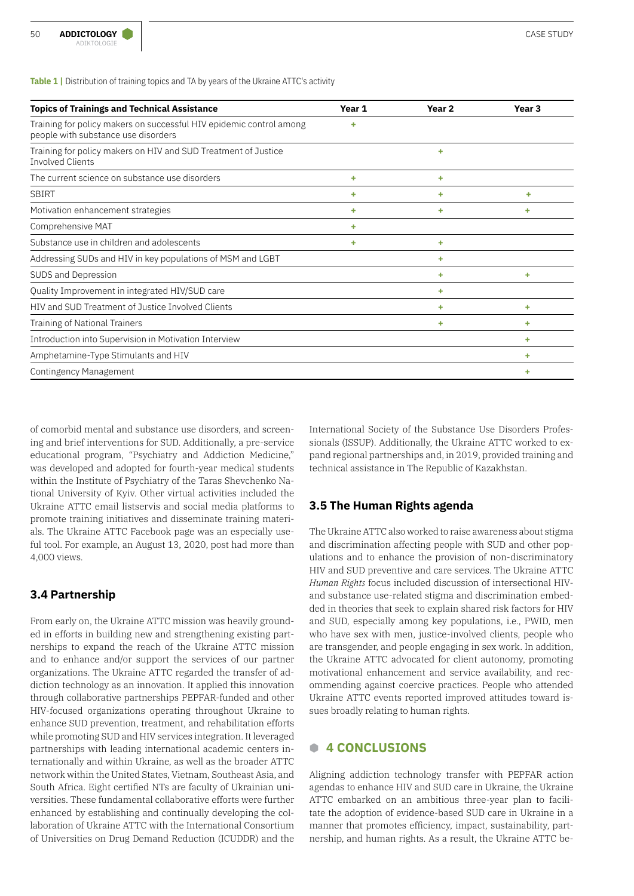**Table 1 |** Distribution of training topics and TA by years of the Ukraine ATTC's activity

| Topics of Trainings and Technical Assistance | Year 1 | Year 2 | Year 3 |
|---|---|---|---|
| Training for policy makers on successful HIV epidemic control among people with substance use disorders | + | | |
| Training for policy makers on HIV and SUD Treatment of Justice Involved Clients | | + | |
| The current science on substance use disorders | + | + | |
| SBIRT | + | + | + |
| Motivation enhancement strategies | + | + | + |
| Comprehensive MAT | + | | |
| Substance use in children and adolescents | + | + | |
| Addressing SUDs and HIV in key populations of MSM and LGBT | | + | |
| SUDS and Depression | | + | + |
| Quality Improvement in integrated HIV/SUD care | | + | |
| HIV and SUD Treatment of Justice Involved Clients | | + | + |
| Training of National Trainers | | + | + |
| Introduction into Supervision in Motivation Interview | | | + |
| Amphetamine-Type Stimulants and HIV | | | + |
| Contingency Management | | | + |

of comorbid mental and substance use disorders, and screening and brief interventions for SUD. Additionally, a pre-service educational program, "Psychiatry and Addiction Medicine," was developed and adopted for fourth-year medical students within the Institute of Psychiatry of the Taras Shevchenko National University of Kyiv. Other virtual activities included the Ukraine ATTC email listservis and social media platforms to promote training initiatives and disseminate training materials. The Ukraine ATTC Facebook page was an especially useful tool. For example, an August 13, 2020, post had more than 4,000 views.

### 3.4 Partnership

From early on, the Ukraine ATTC mission was heavily grounded in efforts in building new and strengthening existing partnerships to expand the reach of the Ukraine ATTC mission and to enhance and/or support the services of our partner organizations. The Ukraine ATTC regarded the transfer of addiction technology as an innovation. It applied this innovation through collaborative partnerships PEPFAR-funded and other HIV-focused organizations operating throughout Ukraine to enhance SUD prevention, treatment, and rehabilitation efforts while promoting SUD and HIV services integration. It leveraged partnerships with leading international academic centers internationally and within Ukraine, as well as the broader ATTC network within the United States, Vietnam, Southeast Asia, and South Africa. Eight certified NTs are faculty of Ukrainian universities. These fundamental collaborative efforts were further enhanced by establishing and continually developing the collaboration of Ukraine ATTC with the International Consortium of Universities on Drug Demand Reduction (ICUDDR) and the International Society of the Substance Use Disorders Professionals (ISSUP). Additionally, the Ukraine ATTC worked to expand regional partnerships and, in 2019, provided training and technical assistance in The Republic of Kazakhstan.

### 3.5 The Human Rights agenda

The Ukraine ATTC also worked to raise awareness about stigma and discrimination affecting people with SUD and other populations and to enhance the provision of non-discriminatory HIV and SUD preventive and care services. The Ukraine ATTC *Human Rights* focus included discussion of intersectional HIV- and substance use-related stigma and discrimination embedded in theories that seek to explain shared risk factors for HIV and SUD, especially among key populations, i.e., PWID, men who have sex with men, justice-involved clients, people who are transgender, and people engaging in sex work. In addition, the Ukraine ATTC advocated for client autonomy, promoting motivational enhancement and service availability, and recommending against coercive practices. People who attended Ukraine ATTC events reported improved attitudes toward issues broadly relating to human rights.

## 4 CONCLUSIONS

Aligning addiction technology transfer with PEPFAR action agendas to enhance HIV and SUD care in Ukraine, the Ukraine ATTC embarked on an ambitious three-year plan to facilitate the adoption of evidence-based SUD care in Ukraine in a manner that promotes efficiency, impact, sustainability, partnership, and human rights. As a result, the Ukraine ATTC be-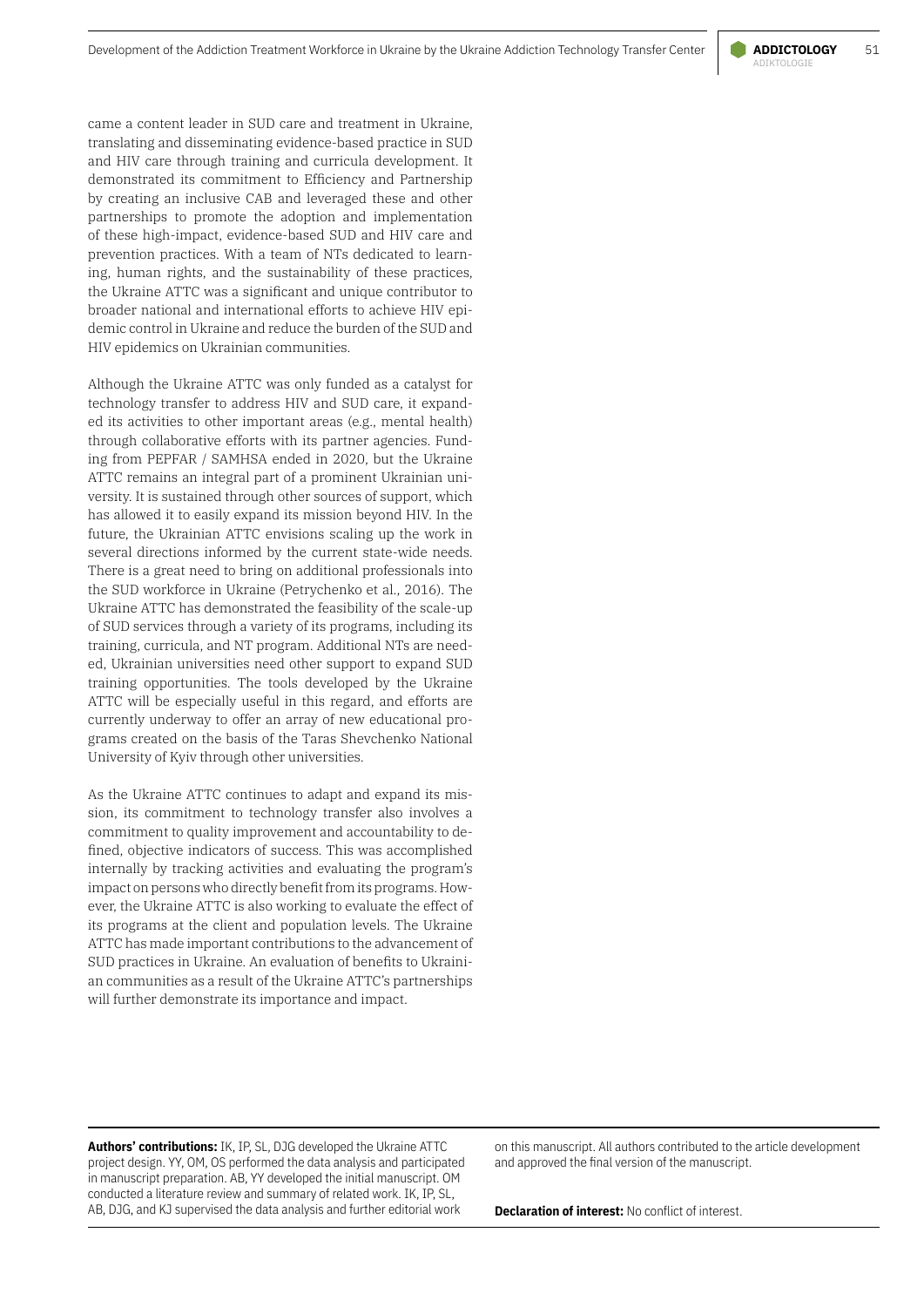came a content leader in SUD care and treatment in Ukraine, translating and disseminating evidence-based practice in SUD and HIV care through training and curricula development. It demonstrated its commitment to Efficiency and Partnership by creating an inclusive CAB and leveraged these and other partnerships to promote the adoption and implementation of these high-impact, evidence-based SUD and HIV care and prevention practices. With a team of NTs dedicated to learning, human rights, and the sustainability of these practices, the Ukraine ATTC was a significant and unique contributor to broader national and international efforts to achieve HIV epidemic control in Ukraine and reduce the burden of the SUD and HIV epidemics on Ukrainian communities.

Although the Ukraine ATTC was only funded as a catalyst for technology transfer to address HIV and SUD care, it expanded its activities to other important areas (e.g., mental health) through collaborative efforts with its partner agencies. Funding from PEPFAR / SAMHSA ended in 2020, but the Ukraine ATTC remains an integral part of a prominent Ukrainian university. It is sustained through other sources of support, which has allowed it to easily expand its mission beyond HIV. In the future, the Ukrainian ATTC envisions scaling up the work in several directions informed by the current state-wide needs. There is a great need to bring on additional professionals into the SUD workforce in Ukraine (Petrychenko et al., 2016). The Ukraine ATTC has demonstrated the feasibility of the scale-up of SUD services through a variety of its programs, including its training, curricula, and NT program. Additional NTs are needed, Ukrainian universities need other support to expand SUD training opportunities. The tools developed by the Ukraine ATTC will be especially useful in this regard, and efforts are currently underway to offer an array of new educational programs created on the basis of the Taras Shevchenko National University of Kyiv through other universities.

As the Ukraine ATTC continues to adapt and expand its mission, its commitment to technology transfer also involves a commitment to quality improvement and accountability to defined, objective indicators of success. This was accomplished internally by tracking activities and evaluating the program's impact on persons who directly benefit from its programs. However, the Ukraine ATTC is also working to evaluate the effect of its programs at the client and population levels. The Ukraine ATTC has made important contributions to the advancement of SUD practices in Ukraine. An evaluation of benefits to Ukrainian communities as a result of the Ukraine ATTC's partnerships will further demonstrate its importance and impact.

**Authors' contributions:** IK, IP, SL, DJG developed the Ukraine ATTC project design. YY, OM, OS performed the data analysis and participated in manuscript preparation. AB, YY developed the initial manuscript. OM conducted a literature review and summary of related work. IK, IP, SL, AB, DJG, and KJ supervised the data analysis and further editorial work on this manuscript. All authors contributed to the article development and approved the final version of the manuscript.

**Declaration of interest:** No conflict of interest.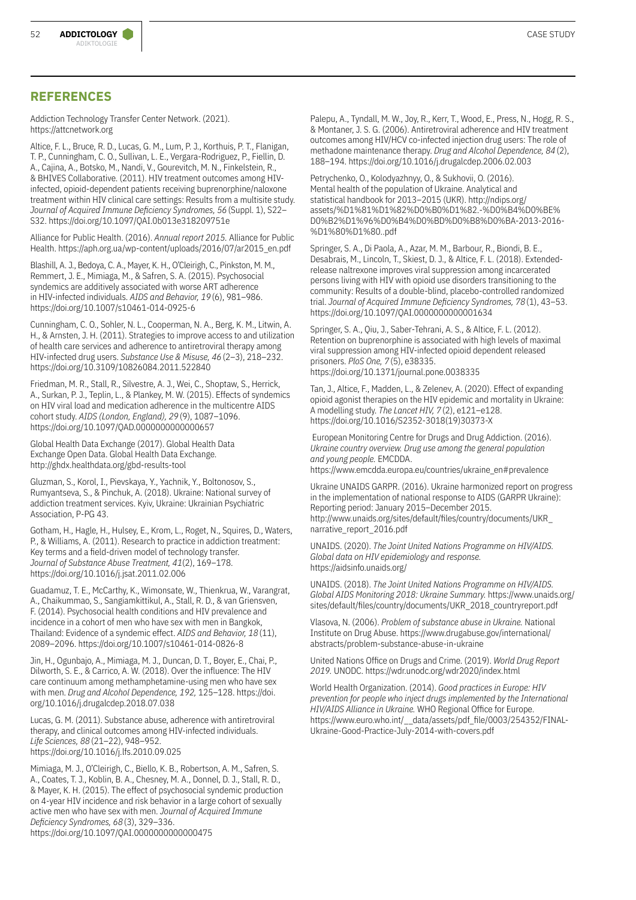## REFERENCES

Addiction Technology Transfer Center Network. (2021). https://attcnetwork.org

Altice, F. L., Bruce, R. D., Lucas, G. M., Lum, P. J., Korthuis, P. T., Flanigan, T. P., Cunningham, C. O., Sullivan, L. E., Vergara-Rodriguez, P., Fiellin, D. A., Cajina, A., Botsko, M., Nandi, V., Gourevitch, M. N., Finkelstein, R., & BHIVES Collaborative. (2011). HIV treatment outcomes among HIV-infected, opioid-dependent patients receiving buprenorphine/naloxone treatment within HIV clinical care settings: Results from a multisite study. *Journal of Acquired Immune Deficiency Syndromes, 56* (Suppl. 1), S22–S32. https://doi.org/10.1097/QAI.0b013e318209751e

Alliance for Public Health. (2016). *Annual report 2015*. Alliance for Public Health. https://aph.org.ua/wp-content/uploads/2016/07/ar2015_en.pdf

Blashill, A. J., Bedoya, C. A., Mayer, K. H., O'Cleirigh, C., Pinkston, M. M., Remmert, J. E., Mimiaga, M., & Safren, S. A. (2015). Psychosocial syndemics are additively associated with worse ART adherence in HIV-infected individuals. *AIDS and Behavior, 19* (6), 981–986. https://doi.org/10.1007/s10461-014-0925-6

Cunningham, C. O., Sohler, N. L., Cooperman, N. A., Berg, K. M., Litwin, A. H., & Arnsten, J. H. (2011). Strategies to improve access to and utilization of health care services and adherence to antiretroviral therapy among HIV-infected drug users. *Substance Use & Misuse, 46* (2–3), 218–232. https://doi.org/10.3109/10826084.2011.522840

Friedman, M. R., Stall, R., Silvestre, A. J., Wei, C., Shoptaw, S., Herrick, A., Surkan, P. J., Teplin, L., & Plankey, M. W. (2015). Effects of syndemics on HIV viral load and medication adherence in the multicentre AIDS cohort study. *AIDS (London, England), 29* (9), 1087–1096. https://doi.org/10.1097/QAD.0000000000000657

Global Health Data Exchange (2017). Global Health Data Exchange Open Data. Global Health Data Exchange. http://ghdx.healthdata.org/gbd-results-tool

Gluzman, S., Korol, I., Pievskaya, Y., Yachnik, Y., Boltonosov, S., Rumyantseva, S., & Pinchuk, A. (2018). Ukraine: National survey of addiction treatment services. Kyiv, Ukraine: Ukrainian Psychiatric Association, P-PG 43.

Gotham, H., Hagle, H., Hulsey, E., Krom, L., Roget, N., Squires, D., Waters, P., & Williams, A. (2011). Research to practice in addiction treatment: Key terms and a field-driven model of technology transfer. *Journal of Substance Abuse Treatment, 41* (2), 169–178. https://doi.org/10.1016/j.jsat.2011.02.006

Guadamuz, T. E., McCarthy, K., Wimonsate, W., Thienkrua, W., Varangrat, A., Chaikummao, S., Sangiamkittikul, A., Stall, R. D., & van Griensven, F. (2014). Psychosocial health conditions and HIV prevalence and incidence in a cohort of men who have sex with men in Bangkok, Thailand: Evidence of a syndemic effect. *AIDS and Behavior, 18* (11), 2089–2096. https://doi.org/10.1007/s10461-014-0826-8

Jin, H., Ogunbajo, A., Mimiaga, M. J., Duncan, D. T., Boyer, E., Chai, P., Dilworth, S. E., & Carrico, A. W. (2018). Over the influence: The HIV care continuum among methamphetamine-using men who have sex with men. *Drug and Alcohol Dependence, 192,* 125–128. https://doi.org/10.1016/j.drugalcdep.2018.07.038

Lucas, G. M. (2011). Substance abuse, adherence with antiretroviral therapy, and clinical outcomes among HIV-infected individuals. *Life Sciences, 88* (21–22), 948–952. https://doi.org/10.1016/j.lfs.2010.09.025

Mimiaga, M. J., O'Cleirigh, C., Biello, K. B., Robertson, A. M., Safren, S. A., Coates, T. J., Koblin, B. A., Chesney, M. A., Donnel, D. J., Stall, R. D., & Mayer, K. H. (2015). The effect of psychosocial syndemic production on 4-year HIV incidence and risk behavior in a large cohort of sexually active men who have sex with men. *Journal of Acquired Immune Deficiency Syndromes, 68* (3), 329–336. https://doi.org/10.1097/QAI.0000000000000475

Palepu, A., Tyndall, M. W., Joy, R., Kerr, T., Wood, E., Press, N., Hogg, R. S., & Montaner, J. S. G. (2006). Antiretroviral adherence and HIV treatment outcomes among HIV/HCV co-infected injection drug users: The role of methadone maintenance therapy. *Drug and Alcohol Dependence, 84* (2), 188–194. https://doi.org/10.1016/j.drugalcdep.2006.02.003

Petrychenko, O., Kolodyazhnyy, O., & Sukhovii, O. (2016). Mental health of the population of Ukraine. Analytical and statistical handbook for 2013–2015 (UKR). http://ndips.org/assets/%D1%81%D1%82%D0%B0%D1%82.-%D0%B4%D0%BE%D0%B2%D1%96%D0%B4%D0%BD%D0%B8%D0%BA-2013-2016-%D1%80%D1%80..pdf

Springer, S. A., Di Paola, A., Azar, M. M., Barbour, R., Biondi, B. E., Desabrais, M., Lincoln, T., Skiest, D. J., & Altice, F. L. (2018). Extended-release naltrexone improves viral suppression among incarcerated persons living with HIV with opioid use disorders transitioning to the community: Results of a double-blind, placebo-controlled randomized trial. *Journal of Acquired Immune Deficiency Syndromes, 78* (1), 43–53. https://doi.org/10.1097/QAI.0000000000001634

Springer, S. A., Qiu, J., Saber-Tehrani, A. S., & Altice, F. L. (2012). Retention on buprenorphine is associated with high levels of maximal viral suppression among HIV-infected opioid dependent released prisoners. *PloS One, 7* (5), e38335. https://doi.org/10.1371/journal.pone.0038335

Tan, J., Altice, F., Madden, L., & Zelenev, A. (2020). Effect of expanding opioid agonist therapies on the HIV epidemic and mortality in Ukraine: A modelling study. *The Lancet HIV, 7* (2), e121–e128. https://doi.org/10.1016/S2352-3018(19)30373-X

European Monitoring Centre for Drugs and Drug Addiction. (2016). *Ukraine country overview. Drug use among the general population and young people.* EMCDDA. https://www.emcdda.europa.eu/countries/ukraine_en#prevalence

Ukraine UNAIDS GARPR. (2016). Ukraine harmonized report on progress in the implementation of national response to AIDS (GARPR Ukraine): Reporting period: January 2015–December 2015. http://www.unaids.org/sites/default/files/country/documents/UKR_narrative_report_2016.pdf

UNAIDS. (2020). *The Joint United Nations Programme on HIV/AIDS. Global data on HIV epidemiology and response.* https://aidsinfo.unaids.org/

UNAIDS. (2018). *The Joint United Nations Programme on HIV/AIDS. Global AIDS Monitoring 2018: Ukraine Summary.* https://www.unaids.org/sites/default/files/country/documents/UKR_2018_countryreport.pdf

Vlasova, N. (2006). *Problem of substance abuse in Ukraine.* National Institute on Drug Abuse. https://www.drugabuse.gov/international/abstracts/problem-substance-abuse-in-ukraine

United Nations Office on Drugs and Crime. (2019). *World Drug Report 2019.* UNODC. https://wdr.unodc.org/wdr2020/index.html

World Health Organization. (2014). *Good practices in Europe: HIV prevention for people who inject drugs implemented by the International HIV/AIDS Alliance in Ukraine.* WHO Regional Office for Europe. https://www.euro.who.int/__data/assets/pdf_file/0003/254352/FINAL-Ukraine-Good-Practice-July-2014-with-covers.pdf